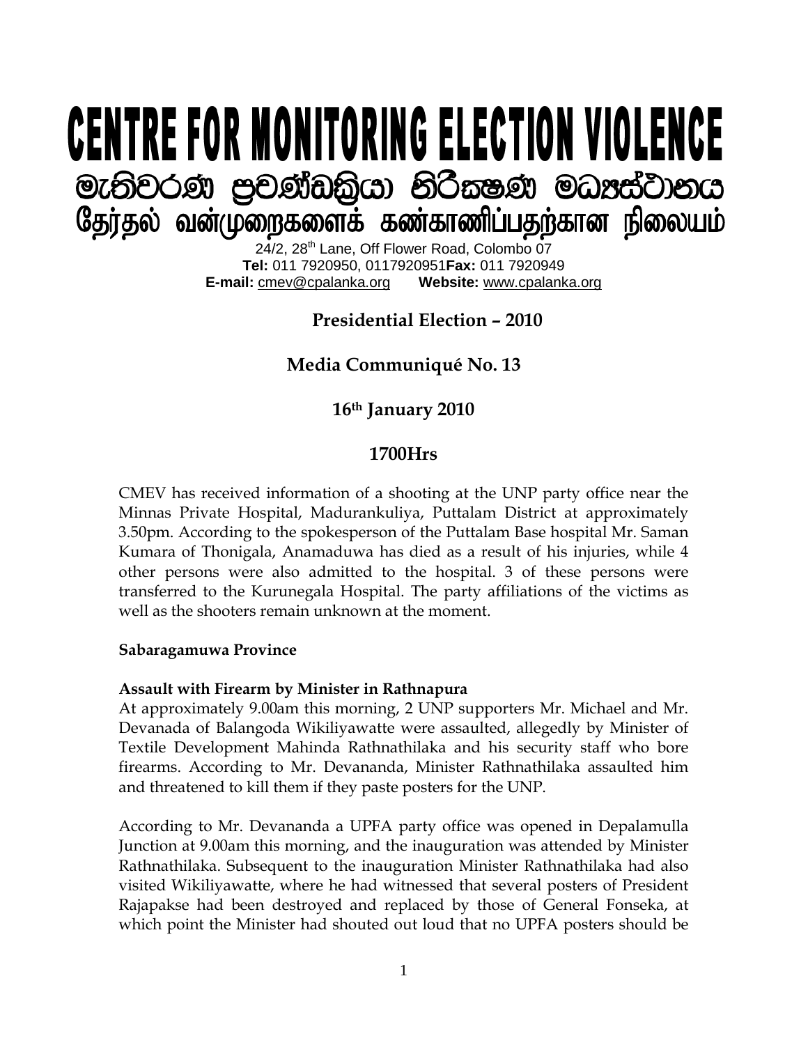# CENTRE FOR MONITORING ELECTION VIOLENCE

## මැතිවරණ ප්‍රචණ්ඩක්‍රියා නිරීක්ෂණ මධ්‍යස්ථානය

## தேர்தல் வன்முறைகளைக் கண்காணிப்பதற்கான நிலையம்

24/2, 28th Lane, Off Flower Road, Colombo 07
**Tel:** 011 7920950, 0117920951**Fax:** 011 7920949
**E-mail:** cmev@cpalanka.org **Website:** www.cpalanka.org

**Presidential Election – 2010**

**Media Communiqué No. 13**

**16th January 2010**

**1700Hrs**

CMEV has received information of a shooting at the UNP party office near the Minnas Private Hospital, Madurankuliya, Puttalam District at approximately 3.50pm. According to the spokesperson of the Puttalam Base hospital Mr. Saman Kumara of Thonigala, Anamaduwa has died as a result of his injuries, while 4 other persons were also admitted to the hospital. 3 of these persons were transferred to the Kurunegala Hospital. The party affiliations of the victims as well as the shooters remain unknown at the moment.

**Sabaragamuwa Province**

**Assault with Firearm by Minister in Rathnapura**

At approximately 9.00am this morning, 2 UNP supporters Mr. Michael and Mr. Devanada of Balangoda Wikiliyawatte were assaulted, allegedly by Minister of Textile Development Mahinda Rathnathilaka and his security staff who bore firearms. According to Mr. Devananda, Minister Rathnathilaka assaulted him and threatened to kill them if they paste posters for the UNP.

According to Mr. Devananda a UPFA party office was opened in Depalamulla Junction at 9.00am this morning, and the inauguration was attended by Minister Rathnathilaka. Subsequent to the inauguration Minister Rathnathilaka had also visited Wikiliyawatte, where he had witnessed that several posters of President Rajapakse had been destroyed and replaced by those of General Fonseka, at which point the Minister had shouted out loud that no UPFA posters should be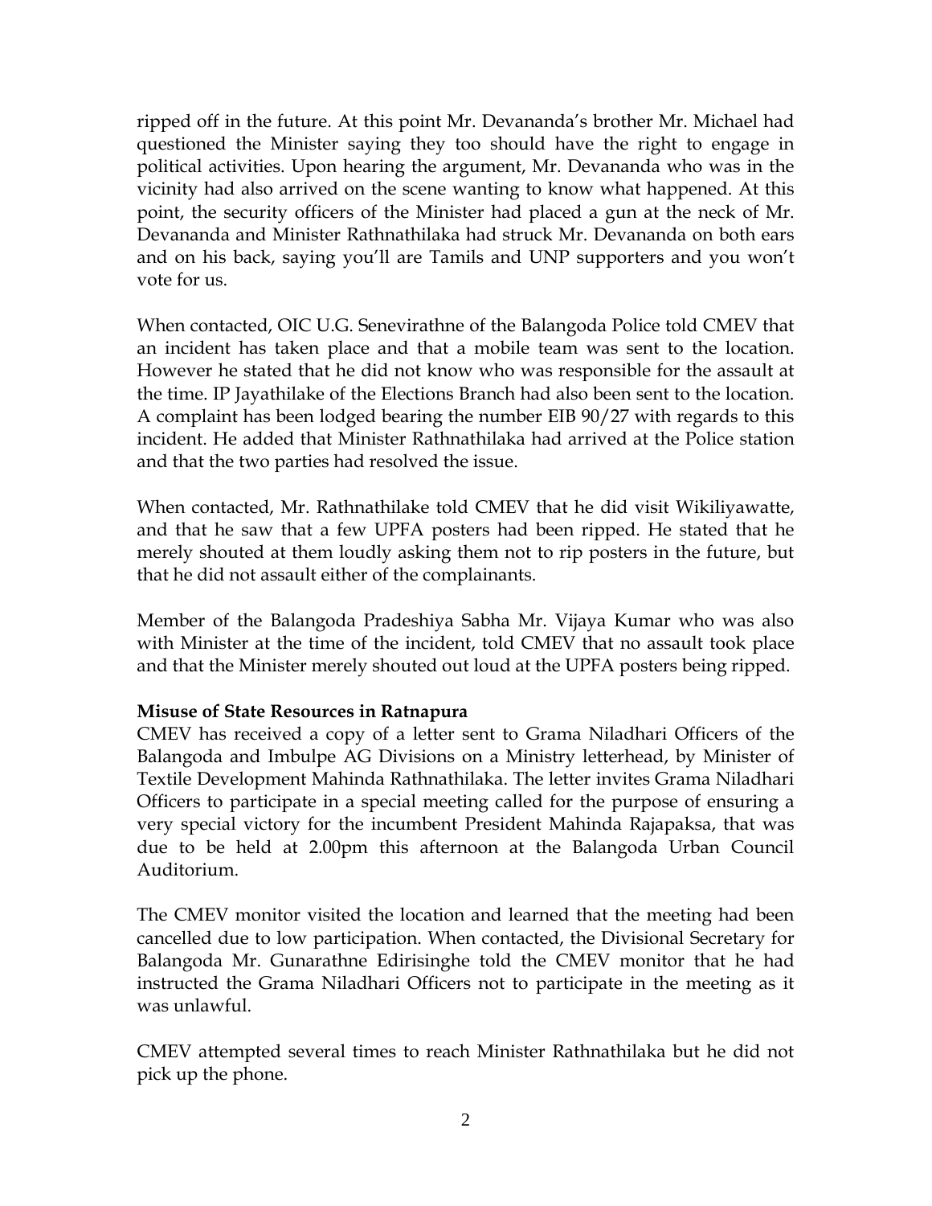ripped off in the future. At this point Mr. Devananda's brother Mr. Michael had questioned the Minister saying they too should have the right to engage in political activities. Upon hearing the argument, Mr. Devananda who was in the vicinity had also arrived on the scene wanting to know what happened. At this point, the security officers of the Minister had placed a gun at the neck of Mr. Devananda and Minister Rathnathilaka had struck Mr. Devananda on both ears and on his back, saying you'll are Tamils and UNP supporters and you won't vote for us.

When contacted, OIC U.G. Senevirathne of the Balangoda Police told CMEV that an incident has taken place and that a mobile team was sent to the location. However he stated that he did not know who was responsible for the assault at the time. IP Jayathilake of the Elections Branch had also been sent to the location. A complaint has been lodged bearing the number EIB 90/27 with regards to this incident. He added that Minister Rathnathilaka had arrived at the Police station and that the two parties had resolved the issue.

When contacted, Mr. Rathnathilake told CMEV that he did visit Wikiliyawatte, and that he saw that a few UPFA posters had been ripped. He stated that he merely shouted at them loudly asking them not to rip posters in the future, but that he did not assault either of the complainants.

Member of the Balangoda Pradeshiya Sabha Mr. Vijaya Kumar who was also with Minister at the time of the incident, told CMEV that no assault took place and that the Minister merely shouted out loud at the UPFA posters being ripped.

**Misuse of State Resources in Ratnapura**

CMEV has received a copy of a letter sent to Grama Niladhari Officers of the Balangoda and Imbulpe AG Divisions on a Ministry letterhead, by Minister of Textile Development Mahinda Rathnathilaka. The letter invites Grama Niladhari Officers to participate in a special meeting called for the purpose of ensuring a very special victory for the incumbent President Mahinda Rajapaksa, that was due to be held at 2.00pm this afternoon at the Balangoda Urban Council Auditorium.

The CMEV monitor visited the location and learned that the meeting had been cancelled due to low participation. When contacted, the Divisional Secretary for Balangoda Mr. Gunarathne Edirisinghe told the CMEV monitor that he had instructed the Grama Niladhari Officers not to participate in the meeting as it was unlawful.

CMEV attempted several times to reach Minister Rathnathilaka but he did not pick up the phone.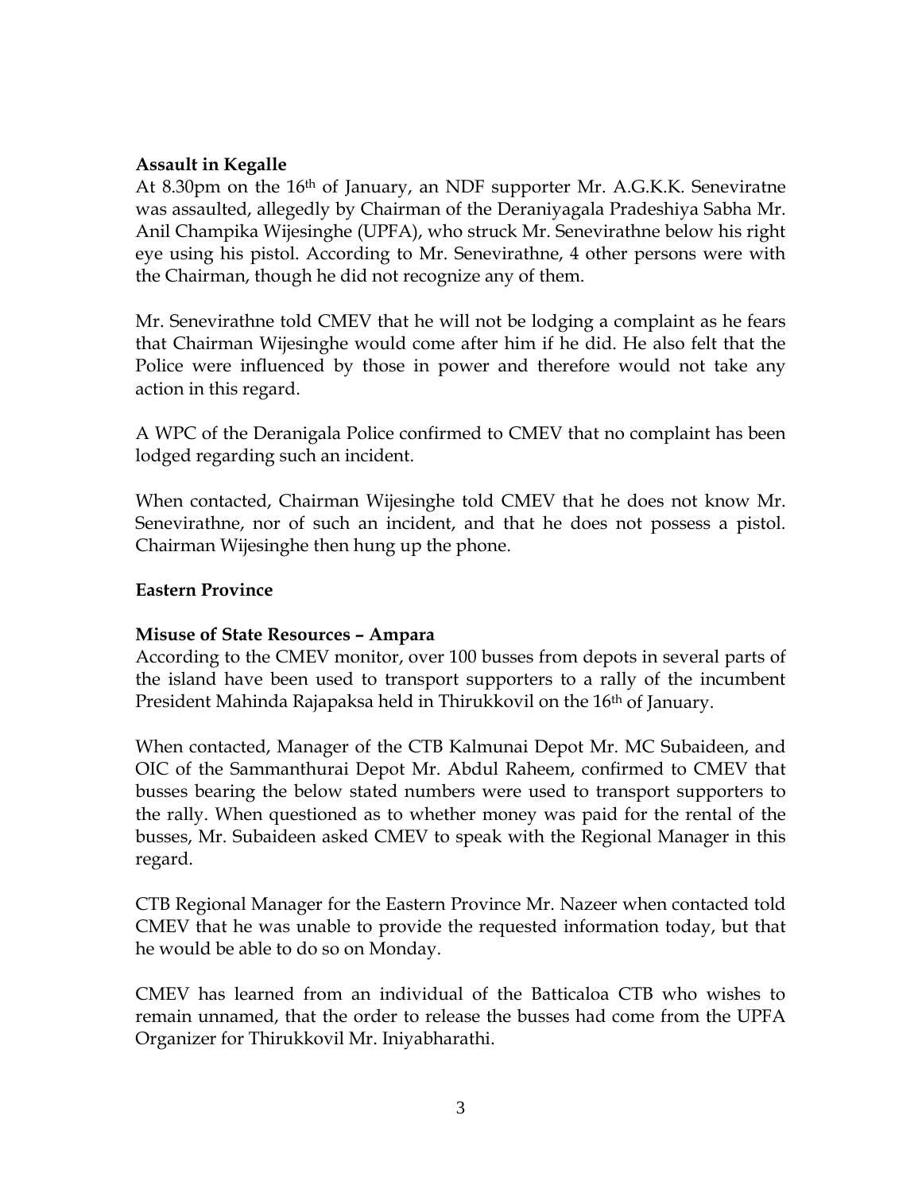**Assault in Kegalle**

At 8.30pm on the 16th of January, an NDF supporter Mr. A.G.K.K. Seneviratne was assaulted, allegedly by Chairman of the Deraniyagala Pradeshiya Sabha Mr. Anil Champika Wijesinghe (UPFA), who struck Mr. Senevirathne below his right eye using his pistol. According to Mr. Senevirathne, 4 other persons were with the Chairman, though he did not recognize any of them.

Mr. Senevirathne told CMEV that he will not be lodging a complaint as he fears that Chairman Wijesinghe would come after him if he did. He also felt that the Police were influenced by those in power and therefore would not take any action in this regard.

A WPC of the Deranigala Police confirmed to CMEV that no complaint has been lodged regarding such an incident.

When contacted, Chairman Wijesinghe told CMEV that he does not know Mr. Senevirathne, nor of such an incident, and that he does not possess a pistol. Chairman Wijesinghe then hung up the phone.

**Eastern Province**

**Misuse of State Resources – Ampara**

According to the CMEV monitor, over 100 busses from depots in several parts of the island have been used to transport supporters to a rally of the incumbent President Mahinda Rajapaksa held in Thirukkovil on the 16th of January.

When contacted, Manager of the CTB Kalmunai Depot Mr. MC Subaideen, and OIC of the Sammanthurai Depot Mr. Abdul Raheem, confirmed to CMEV that busses bearing the below stated numbers were used to transport supporters to the rally. When questioned as to whether money was paid for the rental of the busses, Mr. Subaideen asked CMEV to speak with the Regional Manager in this regard.

CTB Regional Manager for the Eastern Province Mr. Nazeer when contacted told CMEV that he was unable to provide the requested information today, but that he would be able to do so on Monday.

CMEV has learned from an individual of the Batticaloa CTB who wishes to remain unnamed, that the order to release the busses had come from the UPFA Organizer for Thirukkovil Mr. Iniyabharathi.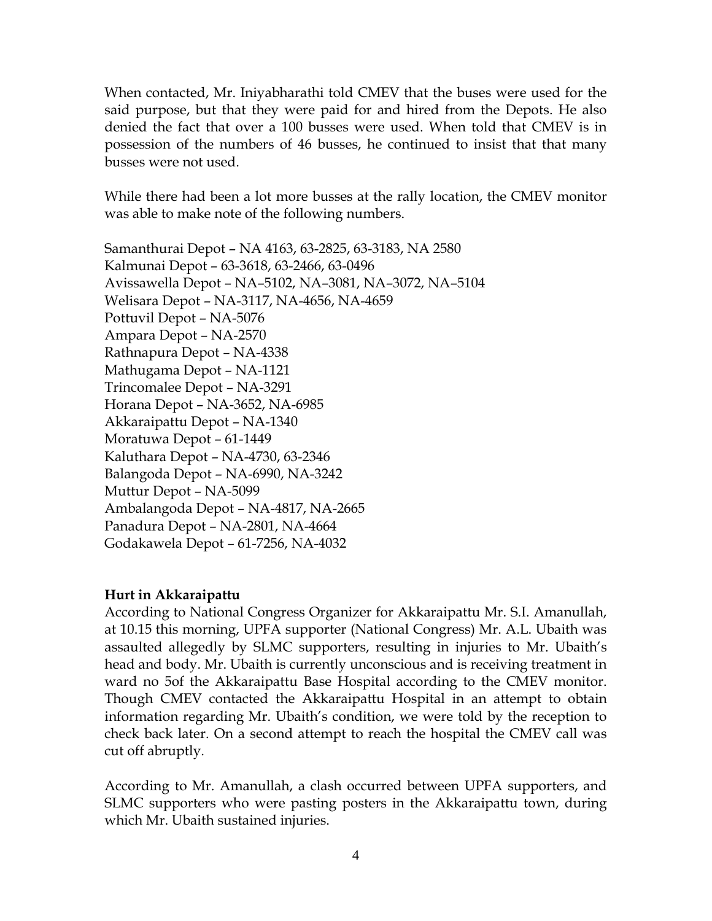When contacted, Mr. Iniyabharathi told CMEV that the buses were used for the said purpose, but that they were paid for and hired from the Depots. He also denied the fact that over a 100 busses were used. When told that CMEV is in possession of the numbers of 46 busses, he continued to insist that that many busses were not used.

While there had been a lot more busses at the rally location, the CMEV monitor was able to make note of the following numbers.

Samanthurai Depot – NA 4163, 63-2825, 63-3183, NA 2580
Kalmunai Depot – 63-3618, 63-2466, 63-0496
Avissawella Depot – NA–5102, NA–3081, NA–3072, NA–5104
Welisara Depot – NA-3117, NA-4656, NA-4659
Pottuvil Depot – NA-5076
Ampara Depot – NA-2570
Rathnapura Depot – NA-4338
Mathugama Depot – NA-1121
Trincomalee Depot – NA-3291
Horana Depot – NA-3652, NA-6985
Akkaraipattu Depot – NA-1340
Moratuwa Depot – 61-1449
Kaluthara Depot – NA-4730, 63-2346
Balangoda Depot – NA-6990, NA-3242
Muttur Depot – NA-5099
Ambalangoda Depot – NA-4817, NA-2665
Panadura Depot – NA-2801, NA-4664
Godakawela Depot – 61-7256, NA-4032

**Hurt in Akkaraipattu**

According to National Congress Organizer for Akkaraipattu Mr. S.I. Amanullah, at 10.15 this morning, UPFA supporter (National Congress) Mr. A.L. Ubaith was assaulted allegedly by SLMC supporters, resulting in injuries to Mr. Ubaith's head and body. Mr. Ubaith is currently unconscious and is receiving treatment in ward no 5of the Akkaraipattu Base Hospital according to the CMEV monitor. Though CMEV contacted the Akkaraipattu Hospital in an attempt to obtain information regarding Mr. Ubaith's condition, we were told by the reception to check back later. On a second attempt to reach the hospital the CMEV call was cut off abruptly.

According to Mr. Amanullah, a clash occurred between UPFA supporters, and SLMC supporters who were pasting posters in the Akkaraipattu town, during which Mr. Ubaith sustained injuries.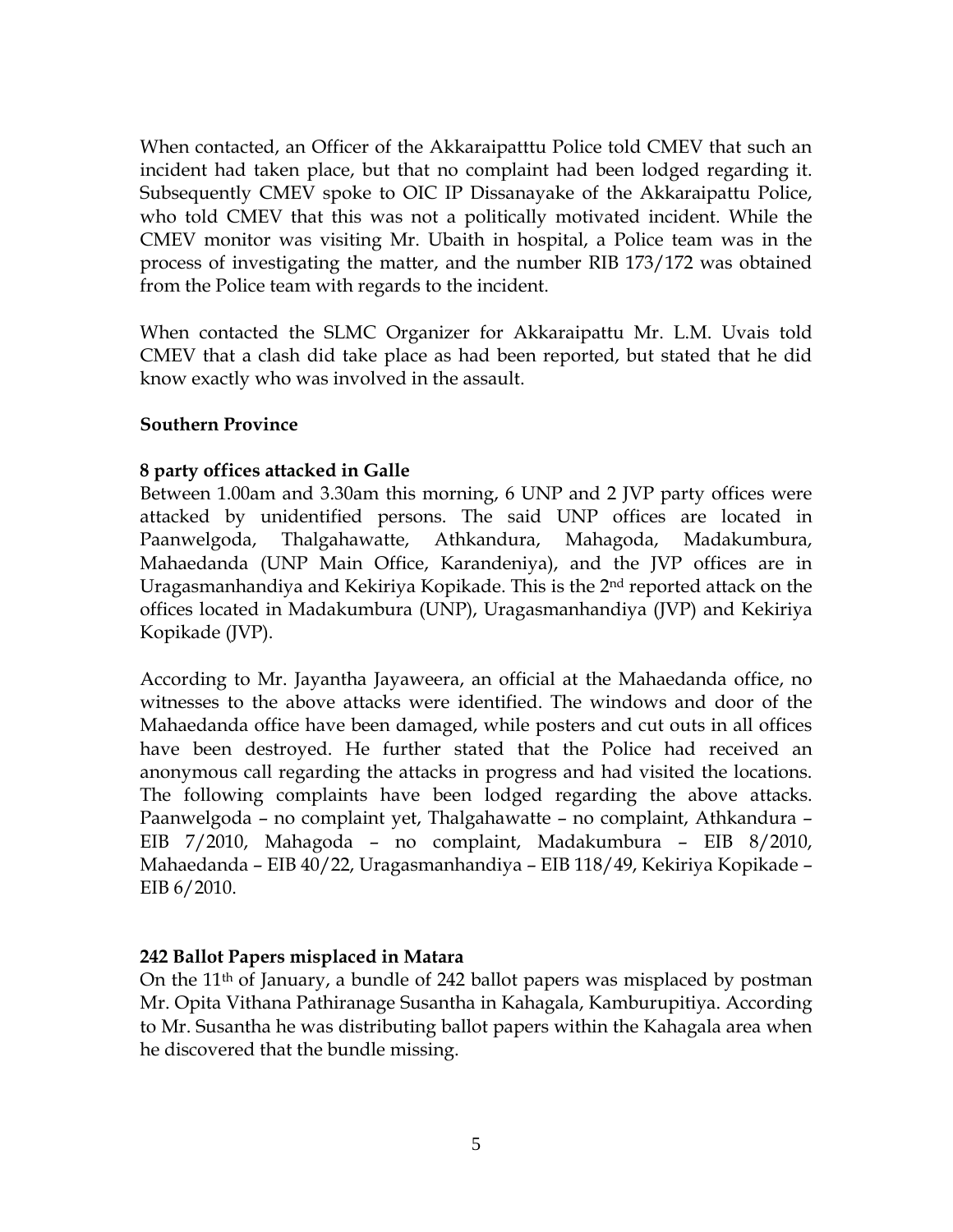When contacted, an Officer of the Akkaraipatttu Police told CMEV that such an incident had taken place, but that no complaint had been lodged regarding it. Subsequently CMEV spoke to OIC IP Dissanayake of the Akkaraipattu Police, who told CMEV that this was not a politically motivated incident. While the CMEV monitor was visiting Mr. Ubaith in hospital, a Police team was in the process of investigating the matter, and the number RIB 173/172 was obtained from the Police team with regards to the incident.

When contacted the SLMC Organizer for Akkaraipattu Mr. L.M. Uvais told CMEV that a clash did take place as had been reported, but stated that he did know exactly who was involved in the assault.

**Southern Province**

**8 party offices attacked in Galle**

Between 1.00am and 3.30am this morning, 6 UNP and 2 JVP party offices were attacked by unidentified persons. The said UNP offices are located in Paanwelgoda, Thalgahawatte, Athkandura, Mahagoda, Madakumbura, Mahaedanda (UNP Main Office, Karandeniya), and the JVP offices are in Uragasmanhandiya and Kekiriya Kopikade. This is the 2nd reported attack on the offices located in Madakumbura (UNP), Uragasmanhandiya (JVP) and Kekiriya Kopikade (JVP).

According to Mr. Jayantha Jayaweera, an official at the Mahaedanda office, no witnesses to the above attacks were identified. The windows and door of the Mahaedanda office have been damaged, while posters and cut outs in all offices have been destroyed. He further stated that the Police had received an anonymous call regarding the attacks in progress and had visited the locations. The following complaints have been lodged regarding the above attacks. Paanwelgoda – no complaint yet, Thalgahawatte – no complaint, Athkandura – EIB 7/2010, Mahagoda – no complaint, Madakumbura – EIB 8/2010, Mahaedanda – EIB 40/22, Uragasmanhandiya – EIB 118/49, Kekiriya Kopikade – EIB 6/2010.

**242 Ballot Papers misplaced in Matara**

On the 11th of January, a bundle of 242 ballot papers was misplaced by postman Mr. Opita Vithana Pathiranage Susantha in Kahagala, Kamburupitiya. According to Mr. Susantha he was distributing ballot papers within the Kahagala area when he discovered that the bundle missing.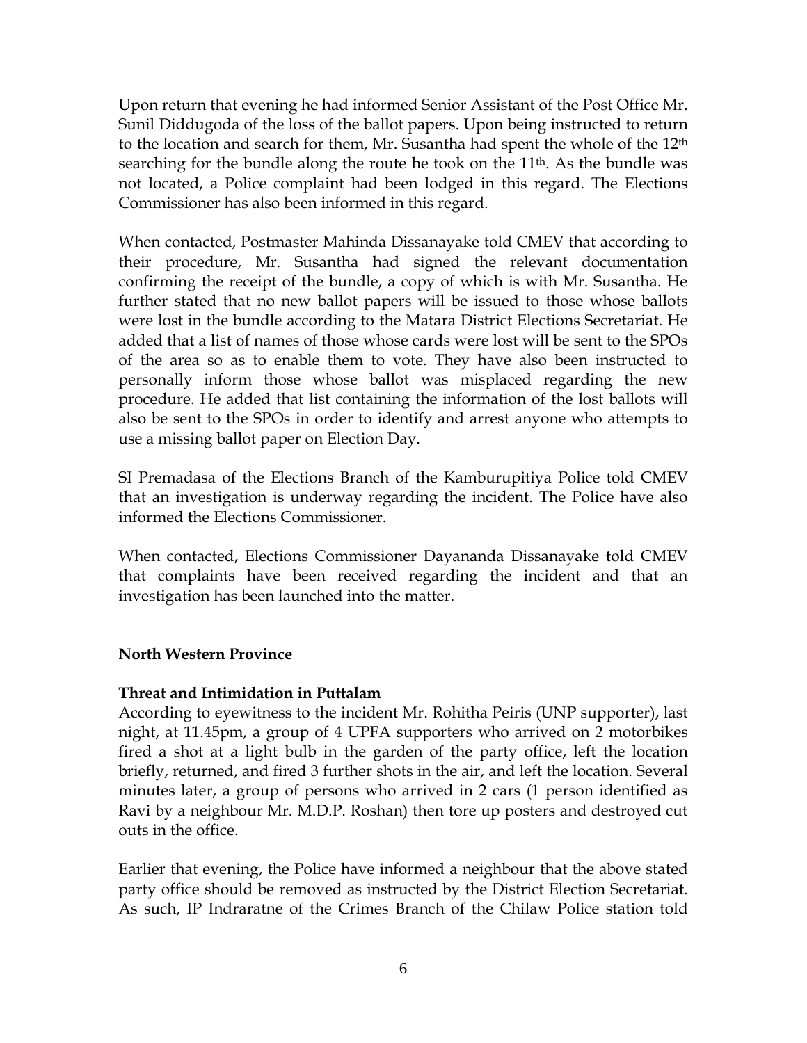Upon return that evening he had informed Senior Assistant of the Post Office Mr. Sunil Diddugoda of the loss of the ballot papers. Upon being instructed to return to the location and search for them, Mr. Susantha had spent the whole of the 12th searching for the bundle along the route he took on the 11th. As the bundle was not located, a Police complaint had been lodged in this regard. The Elections Commissioner has also been informed in this regard.

When contacted, Postmaster Mahinda Dissanayake told CMEV that according to their procedure, Mr. Susantha had signed the relevant documentation confirming the receipt of the bundle, a copy of which is with Mr. Susantha. He further stated that no new ballot papers will be issued to those whose ballots were lost in the bundle according to the Matara District Elections Secretariat. He added that a list of names of those whose cards were lost will be sent to the SPOs of the area so as to enable them to vote. They have also been instructed to personally inform those whose ballot was misplaced regarding the new procedure. He added that list containing the information of the lost ballots will also be sent to the SPOs in order to identify and arrest anyone who attempts to use a missing ballot paper on Election Day.

SI Premadasa of the Elections Branch of the Kamburupitiya Police told CMEV that an investigation is underway regarding the incident. The Police have also informed the Elections Commissioner.

When contacted, Elections Commissioner Dayananda Dissanayake told CMEV that complaints have been received regarding the incident and that an investigation has been launched into the matter.

**North Western Province**

**Threat and Intimidation in Puttalam**

According to eyewitness to the incident Mr. Rohitha Peiris (UNP supporter), last night, at 11.45pm, a group of 4 UPFA supporters who arrived on 2 motorbikes fired a shot at a light bulb in the garden of the party office, left the location briefly, returned, and fired 3 further shots in the air, and left the location. Several minutes later, a group of persons who arrived in 2 cars (1 person identified as Ravi by a neighbour Mr. M.D.P. Roshan) then tore up posters and destroyed cut outs in the office.

Earlier that evening, the Police have informed a neighbour that the above stated party office should be removed as instructed by the District Election Secretariat. As such, IP Indraratne of the Crimes Branch of the Chilaw Police station told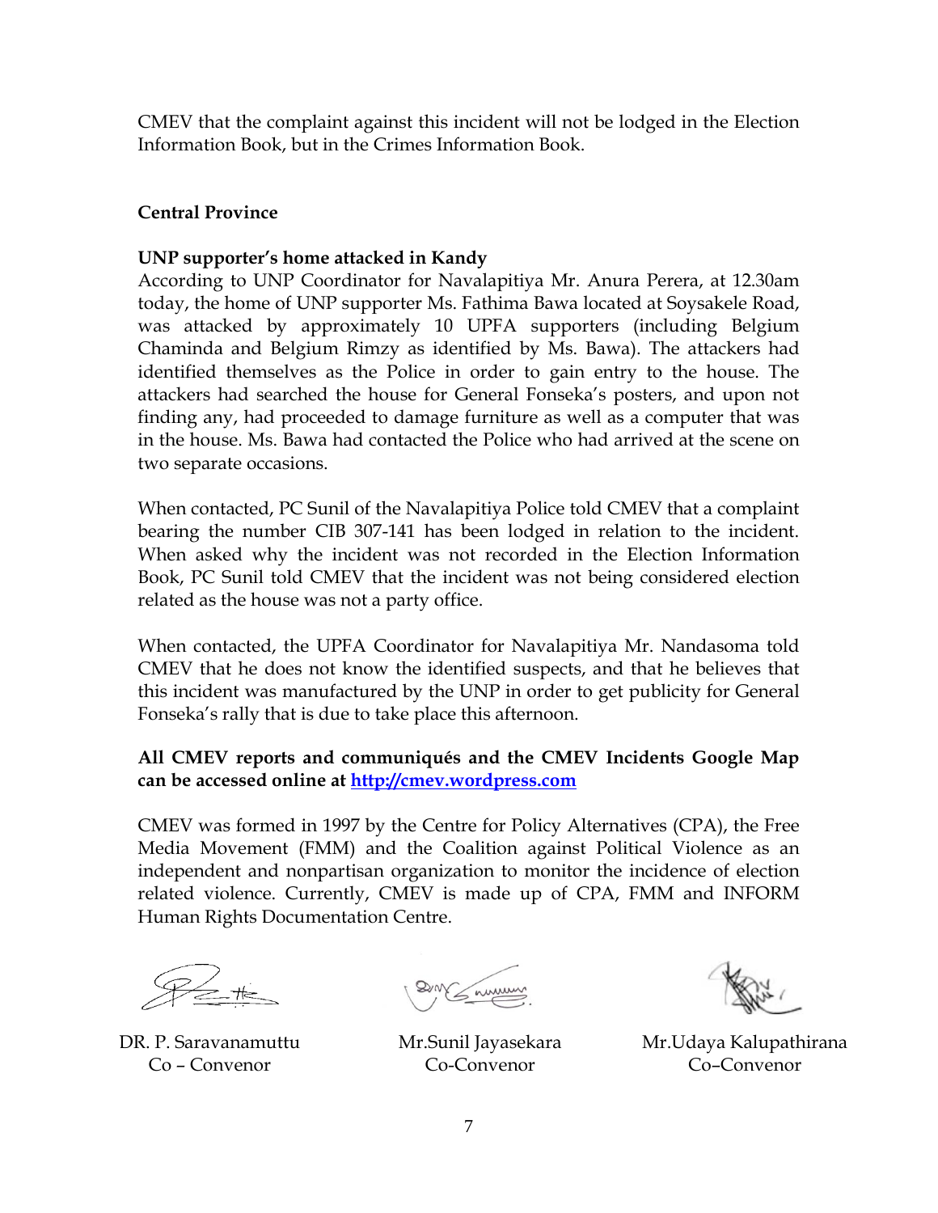CMEV that the complaint against this incident will not be lodged in the Election Information Book, but in the Crimes Information Book.

## Central Province

### UNP supporter's home attacked in Kandy

According to UNP Coordinator for Navalapitiya Mr. Anura Perera, at 12.30am today, the home of UNP supporter Ms. Fathima Bawa located at Soysakele Road, was attacked by approximately 10 UPFA supporters (including Belgium Chaminda and Belgium Rimzy as identified by Ms. Bawa). The attackers had identified themselves as the Police in order to gain entry to the house. The attackers had searched the house for General Fonseka's posters, and upon not finding any, had proceeded to damage furniture as well as a computer that was in the house. Ms. Bawa had contacted the Police who had arrived at the scene on two separate occasions.

When contacted, PC Sunil of the Navalapitiya Police told CMEV that a complaint bearing the number CIB 307-141 has been lodged in relation to the incident. When asked why the incident was not recorded in the Election Information Book, PC Sunil told CMEV that the incident was not being considered election related as the house was not a party office.

When contacted, the UPFA Coordinator for Navalapitiya Mr. Nandasoma told CMEV that he does not know the identified suspects, and that he believes that this incident was manufactured by the UNP in order to get publicity for General Fonseka's rally that is due to take place this afternoon.

**All CMEV reports and communiqués and the CMEV Incidents Google Map can be accessed online at [http://cmev.wordpress.com](http://cmev.wordpress.com)**

CMEV was formed in 1997 by the Centre for Policy Alternatives (CPA), the Free Media Movement (FMM) and the Coalition against Political Violence as an independent and nonpartisan organization to monitor the incidence of election related violence. Currently, CMEV is made up of CPA, FMM and INFORM Human Rights Documentation Centre.

| | | |
|---|---|---|
| DR. P. Saravanamuttu<br>Co – Convenor | Mr.Sunil Jayasekara<br>Co-Convenor | Mr.Udaya Kalupathirana<br>Co–Convenor |